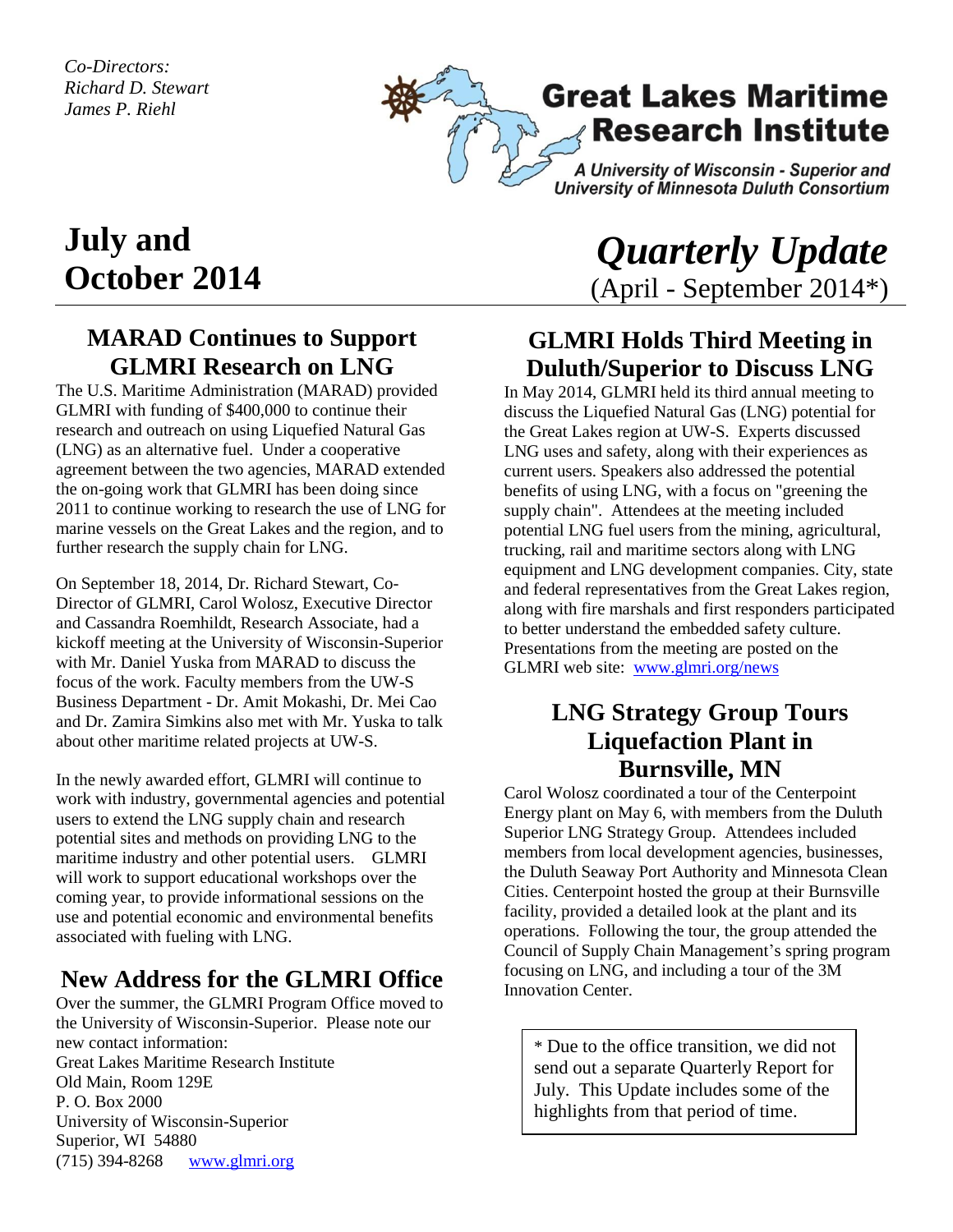*Co-Directors:*
*Richard D. Stewart*
*James P. Riehl*

# Great Lakes Maritime Research Institute

***A University of Wisconsin - Superior and University of Minnesota Duluth Consortium***

# July and October 2014

# *Quarterly Update*

(April - September 2014*)

## MARAD Continues to Support GLMRI Research on LNG

The U.S. Maritime Administration (MARAD) provided GLMRI with funding of $400,000 to continue their research and outreach on using Liquefied Natural Gas (LNG) as an alternative fuel. Under a cooperative agreement between the two agencies, MARAD extended the on-going work that GLMRI has been doing since 2011 to continue working to research the use of LNG for marine vessels on the Great Lakes and the region, and to further research the supply chain for LNG.

On September 18, 2014, Dr. Richard Stewart, Co-Director of GLMRI, Carol Wolosz, Executive Director and Cassandra Roemhildt, Research Associate, had a kickoff meeting at the University of Wisconsin-Superior with Mr. Daniel Yuska from MARAD to discuss the focus of the work. Faculty members from the UW-S Business Department - Dr. Amit Mokashi, Dr. Mei Cao and Dr. Zamira Simkins also met with Mr. Yuska to talk about other maritime related projects at UW-S.

In the newly awarded effort, GLMRI will continue to work with industry, governmental agencies and potential users to extend the LNG supply chain and research potential sites and methods on providing LNG to the maritime industry and other potential users. GLMRI will work to support educational workshops over the coming year, to provide informational sessions on the use and potential economic and environmental benefits associated with fueling with LNG.

## New Address for the GLMRI Office

Over the summer, the GLMRI Program Office moved to the University of Wisconsin-Superior. Please note our new contact information:
Great Lakes Maritime Research Institute
Old Main, Room 129E
P. O. Box 2000
University of Wisconsin-Superior
Superior, WI 54880
(715) 394-8268 www.glmri.org

## GLMRI Holds Third Meeting in Duluth/Superior to Discuss LNG

In May 2014, GLMRI held its third annual meeting to discuss the Liquefied Natural Gas (LNG) potential for the Great Lakes region at UW-S. Experts discussed LNG uses and safety, along with their experiences as current users. Speakers also addressed the potential benefits of using LNG, with a focus on "greening the supply chain". Attendees at the meeting included potential LNG fuel users from the mining, agricultural, trucking, rail and maritime sectors along with LNG equipment and LNG development companies. City, state and federal representatives from the Great Lakes region, along with fire marshals and first responders participated to better understand the embedded safety culture. Presentations from the meeting are posted on the GLMRI web site: www.glmri.org/news

## LNG Strategy Group Tours Liquefaction Plant in Burnsville, MN

Carol Wolosz coordinated a tour of the Centerpoint Energy plant on May 6, with members from the Duluth Superior LNG Strategy Group. Attendees included members from local development agencies, businesses, the Duluth Seaway Port Authority and Minnesota Clean Cities. Centerpoint hosted the group at their Burnsville facility, provided a detailed look at the plant and its operations. Following the tour, the group attended the Council of Supply Chain Management's spring program focusing on LNG, and including a tour of the 3M Innovation Center.

* Due to the office transition, we did not send out a separate Quarterly Report for July. This Update includes some of the highlights from that period of time.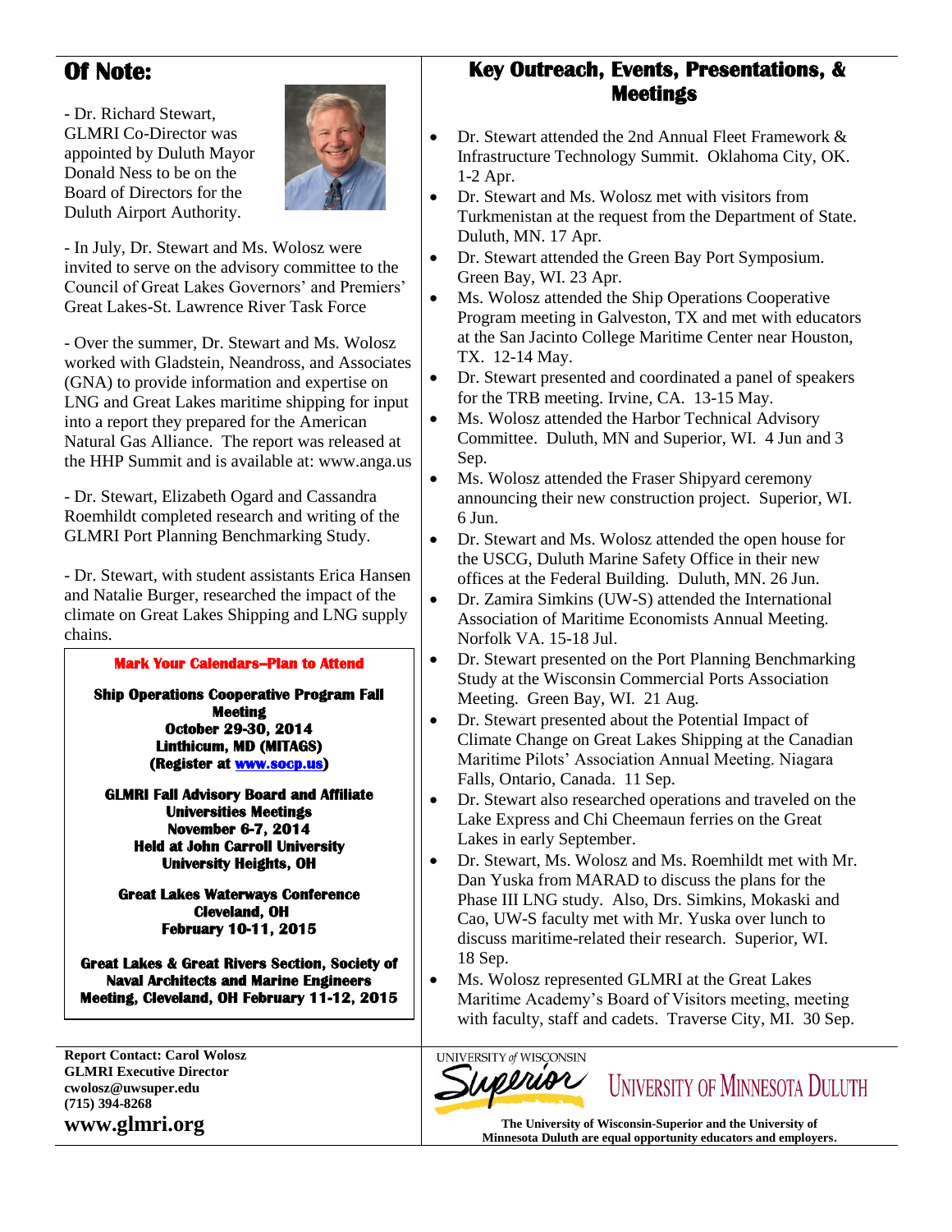## Of Note:

- Dr. Richard Stewart, GLMRI Co-Director was appointed by Duluth Mayor Donald Ness to be on the Board of Directors for the Duluth Airport Authority.

- In July, Dr. Stewart and Ms. Wolosz were invited to serve on the advisory committee to the Council of Great Lakes Governors' and Premiers' Great Lakes-St. Lawrence River Task Force

- Over the summer, Dr. Stewart and Ms. Wolosz worked with Gladstein, Neandross, and Associates (GNA) to provide information and expertise on LNG and Great Lakes maritime shipping for input into a report they prepared for the American Natural Gas Alliance. The report was released at the HHP Summit and is available at: www.anga.us

- Dr. Stewart, Elizabeth Ogard and Cassandra Roemhildt completed research and writing of the GLMRI Port Planning Benchmarking Study.

- Dr. Stewart, with student assistants Erica Hansen and Natalie Burger, researched the impact of the climate on Great Lakes Shipping and LNG supply chains.

**Mark Your Calendars–Plan to Attend**

**Ship Operations Cooperative Program Fall Meeting**
**October 29-30, 2014**
**Linthicum, MD (MITAGS)**
**(Register at www.socp.us)**

**GLMRI Fall Advisory Board and Affiliate Universities Meetings**
**November 6-7, 2014**
**Held at John Carroll University**
**University Heights, OH**

**Great Lakes Waterways Conference**
**Cleveland, OH**
**February 10-11, 2015**

**Great Lakes & Great Rivers Section, Society of Naval Architects and Marine Engineers Meeting, Cleveland, OH February 11-12, 2015**

## Key Outreach, Events, Presentations, & Meetings

- Dr. Stewart attended the 2nd Annual Fleet Framework & Infrastructure Technology Summit. Oklahoma City, OK. 1-2 Apr.
- Dr. Stewart and Ms. Wolosz met with visitors from Turkmenistan at the request from the Department of State. Duluth, MN. 17 Apr.
- Dr. Stewart attended the Green Bay Port Symposium. Green Bay, WI. 23 Apr.
- Ms. Wolosz attended the Ship Operations Cooperative Program meeting in Galveston, TX and met with educators at the San Jacinto College Maritime Center near Houston, TX. 12-14 May.
- Dr. Stewart presented and coordinated a panel of speakers for the TRB meeting. Irvine, CA. 13-15 May.
- Ms. Wolosz attended the Harbor Technical Advisory Committee. Duluth, MN and Superior, WI. 4 Jun and 3 Sep.
- Ms. Wolosz attended the Fraser Shipyard ceremony announcing their new construction project. Superior, WI. 6 Jun.
- Dr. Stewart and Ms. Wolosz attended the open house for the USCG, Duluth Marine Safety Office in their new offices at the Federal Building. Duluth, MN. 26 Jun.
- Dr. Zamira Simkins (UW-S) attended the International Association of Maritime Economists Annual Meeting. Norfolk VA. 15-18 Jul.
- Dr. Stewart presented on the Port Planning Benchmarking Study at the Wisconsin Commercial Ports Association Meeting. Green Bay, WI. 21 Aug.
- Dr. Stewart presented about the Potential Impact of Climate Change on Great Lakes Shipping at the Canadian Maritime Pilots' Association Annual Meeting. Niagara Falls, Ontario, Canada. 11 Sep.
- Dr. Stewart also researched operations and traveled on the Lake Express and Chi Cheemaun ferries on the Great Lakes in early September.
- Dr. Stewart, Ms. Wolosz and Ms. Roemhildt met with Mr. Dan Yuska from MARAD to discuss the plans for the Phase III LNG study. Also, Drs. Simkins, Mokaski and Cao, UW-S faculty met with Mr. Yuska over lunch to discuss maritime-related their research. Superior, WI. 18 Sep.
- Ms. Wolosz represented GLMRI at the Great Lakes Maritime Academy's Board of Visitors meeting, meeting with faculty, staff and cadets. Traverse City, MI. 30 Sep.

**Report Contact: Carol Wolosz**
**GLMRI Executive Director**
**cwolosz@uwsuper.edu**
**(715) 394-8268**
**www.glmri.org**

UNIVERSITY of WISCONSIN Superior
UNIVERSITY OF MINNESOTA DULUTH

**The University of Wisconsin-Superior and the University of Minnesota Duluth are equal opportunity educators and employers.**